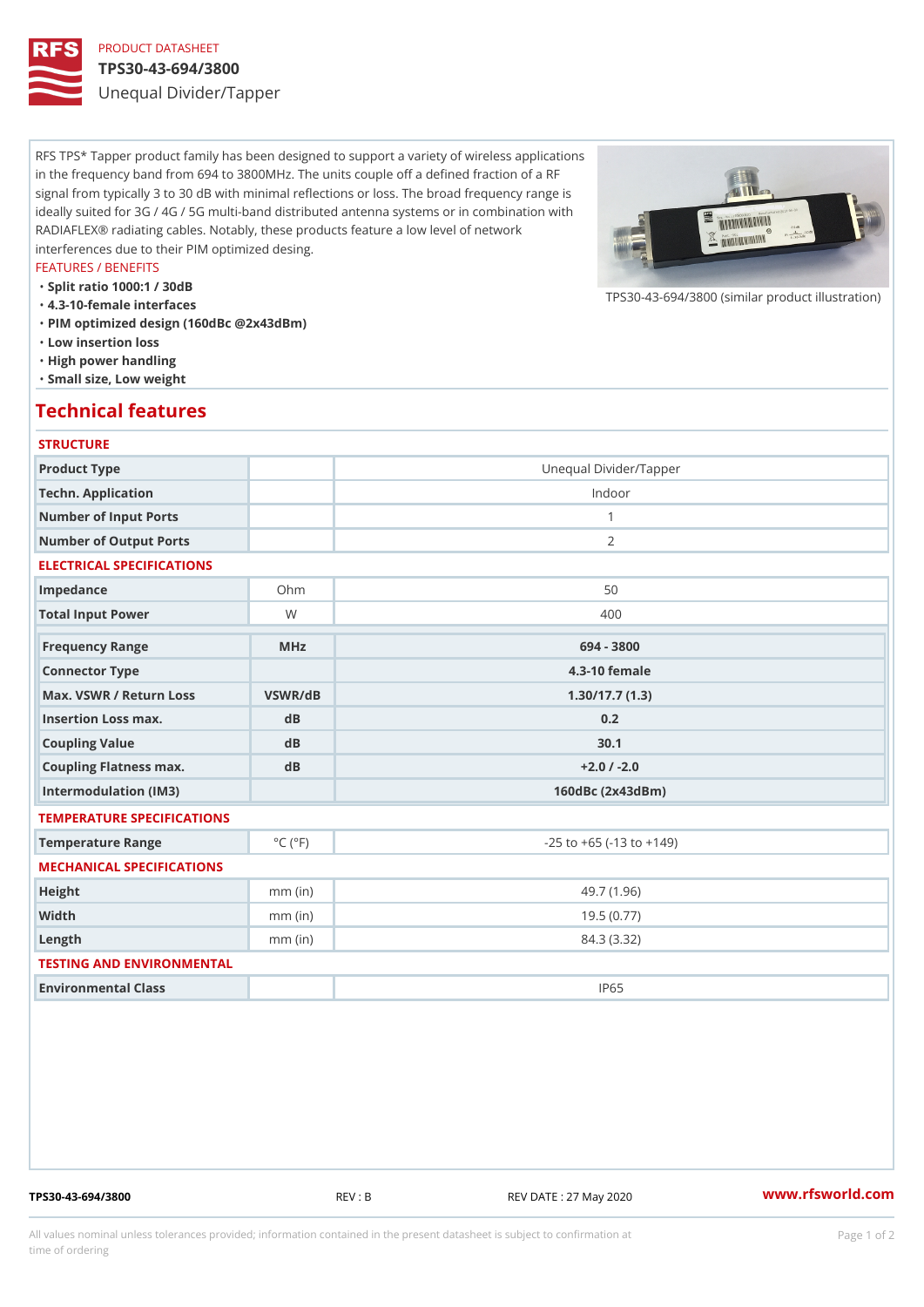PRODUCT DATASHEET

# TPS30-43-694/3800

Unequal Divider/Tapper

RFS TPS* Tapper product family has been designed to support a variety of wireless applications in the frequency band from 694 to 3800MHz. The units couple off a defined fraction of a RF signal from typically 3 to 30 dB with minimal reflections or loss. The broad frequency range is ideally suited for 3G / 4G / 5G multi-band distributed antenna systems or in combination with RADIAFLEX® radiating cables. Notably, these products feature a low level of network interferences due to their PIM optimized desing.

FEATURES / BENEFITS

- Split ratio 1000:1 / 30dB
- 4.3-10-female interfaces
- PIM optimized design (160dBc @2x43dBm)
- Low insertion loss
- High power handling
- Small size, Low weight

TPS30-43-694/3800 (similar product illustration)

## Technical features

### STRUCTURE

| | | |
|---|---|---|
| Product Type | | Unequal Divider/Tapper |
| Techn. Application | | Indoor |
| Number of Input Ports | | 1 |
| Number of Output Ports | | 2 |

### ELECTRICAL SPECIFICATIONS

| | | |
|---|---|---|
| Impedance | Ohm | 50 |
| Total Input Power | W | 400 |

| | | |
|---|---|---|
| **Frequency Range** | **MHz** | **694 - 3800** |
| **Connector Type** | | **4.3-10 female** |
| **Max. VSWR / Return Loss** | **VSWR/dB** | **1.30/17.7 (1.3)** |
| **Insertion Loss max.** | **dB** | **0.2** |
| **Coupling Value** | **dB** | **30.1** |
| **Coupling Flatness max.** | **dB** | **+2.0 / -2.0** |
| **Intermodulation (IM3)** | | **160dBc (2x43dBm)** |

### TEMPERATURE SPECIFICATIONS

| | | |
|---|---|---|
| Temperature Range | °C (°F) | -25 to +65 (-13 to +149) |

### MECHANICAL SPECIFICATIONS

| | | |
|---|---|---|
| Height | mm (in) | 49.7 (1.96) |
| Width | mm (in) | 19.5 (0.77) |
| Length | mm (in) | 84.3 (3.32) |

### TESTING AND ENVIRONMENTAL

| | | |
|---|---|---|
| Environmental Class | | IP65 |

TPS30-43-694/3800 REV : B REV DATE : 27 May 2020 www.rfsworld.com

All values nominal unless tolerances provided; information contained in the present datasheet is subject to confirmation at time of ordering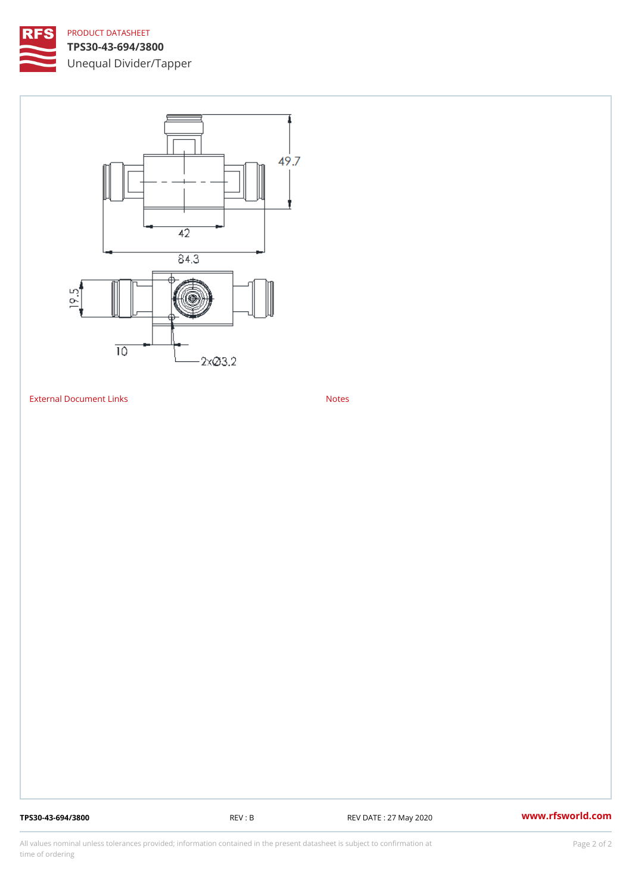PRODUCT DATASHEET

**TPS30-43-694/3800**

Unequal Divider/Tapper

49.7

42

84.3

19.5

10

2xØ3.2

External Document Links

Notes

TPS30-43-694/3800 REV : B REV DATE : 27 May 2020 www.rfsworld.com

All values nominal unless tolerances provided; information contained in the present datasheet is subject to confirmation at time of ordering